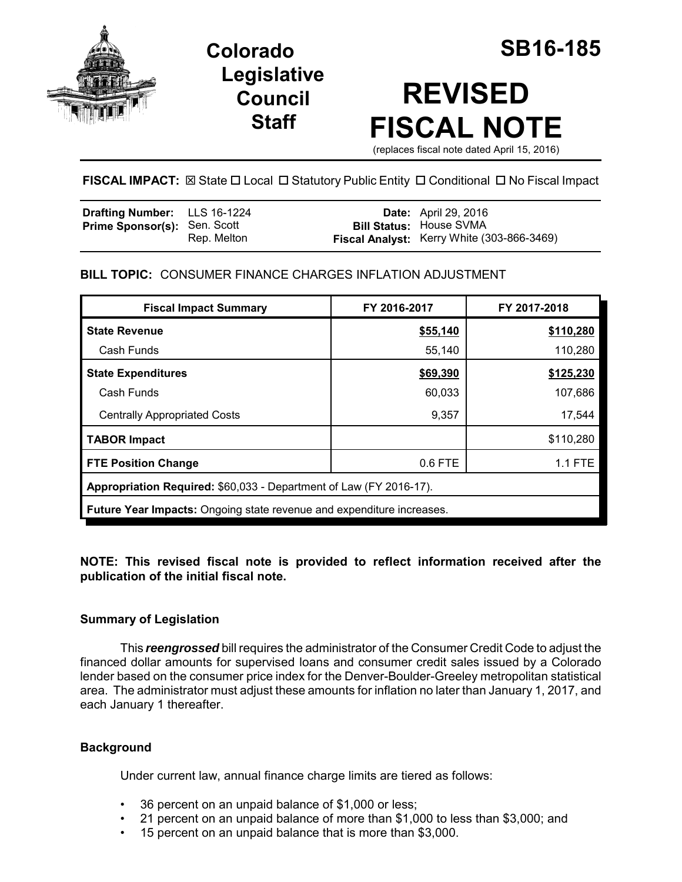# Colorado Legislative Council Staff

# SB16-185

# REVISED FISCAL NOTE

(replaces fiscal note dated April 15, 2016)

**FISCAL IMPACT:** ☒ State ☐ Local ☐ Statutory Public Entity ☐ Conditional ☐ No Fiscal Impact

| | | | |
|---|---|---|---|
| **Drafting Number:** | LLS 16-1224 | **Date:** | April 29, 2016 |
| **Prime Sponsor(s):** | Sen. Scott<br>Rep. Melton | **Bill Status:** | House SVMA |
| | | **Fiscal Analyst:** | Kerry White (303-866-3469) |

**BILL TOPIC:** CONSUMER FINANCE CHARGES INFLATION ADJUSTMENT

| Fiscal Impact Summary | FY 2016-2017 | FY 2017-2018 |
|---|---|---|
| **State Revenue** | **$55,140** | **$110,280** |
| Cash Funds | 55,140 | 110,280 |
| **State Expenditures** | **$69,390** | **$125,230** |
| Cash Funds | 60,033 | 107,686 |
| Centrally Appropriated Costs | 9,357 | 17,544 |
| **TABOR Impact** | | $110,280 |
| **FTE Position Change** | 0.6 FTE | 1.1 FTE |
| **Appropriation Required:** $60,033 - Department of Law (FY 2016-17). | | |
| **Future Year Impacts:** Ongoing state revenue and expenditure increases. | | |

**NOTE: This revised fiscal note is provided to reflect information received after the publication of the initial fiscal note.**

### Summary of Legislation

This ***reengrossed*** bill requires the administrator of the Consumer Credit Code to adjust the financed dollar amounts for supervised loans and consumer credit sales issued by a Colorado lender based on the consumer price index for the Denver-Boulder-Greeley metropolitan statistical area. The administrator must adjust these amounts for inflation no later than January 1, 2017, and each January 1 thereafter.

### Background

Under current law, annual finance charge limits are tiered as follows:

- 36 percent on an unpaid balance of $1,000 or less;
- 21 percent on an unpaid balance of more than $1,000 to less than $3,000; and
- 15 percent on an unpaid balance that is more than $3,000.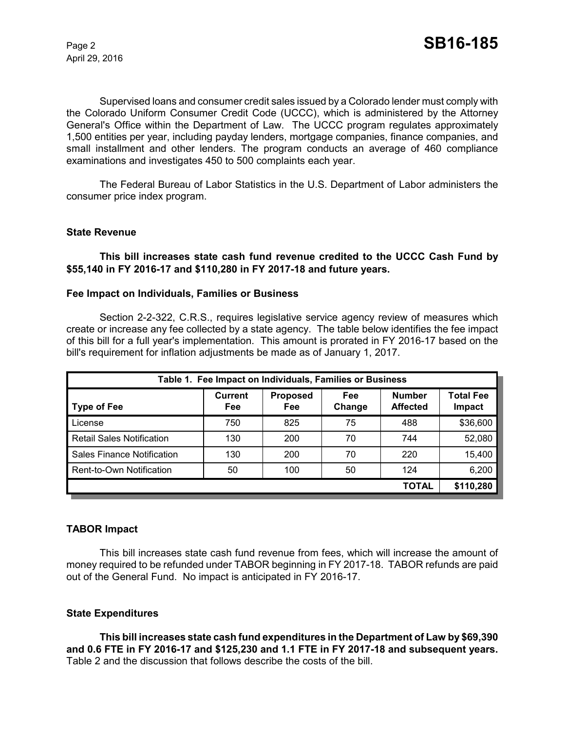Supervised loans and consumer credit sales issued by a Colorado lender must comply with the Colorado Uniform Consumer Credit Code (UCCC), which is administered by the Attorney General's Office within the Department of Law. The UCCC program regulates approximately 1,500 entities per year, including payday lenders, mortgage companies, finance companies, and small installment and other lenders. The program conducts an average of 460 compliance examinations and investigates 450 to 500 complaints each year.

The Federal Bureau of Labor Statistics in the U.S. Department of Labor administers the consumer price index program.

### State Revenue

**This bill increases state cash fund revenue credited to the UCCC Cash Fund by $55,140 in FY 2016-17 and $110,280 in FY 2017-18 and future years.**

### Fee Impact on Individuals, Families or Business

Section 2-2-322, C.R.S., requires legislative service agency review of measures which create or increase any fee collected by a state agency. The table below identifies the fee impact of this bill for a full year's implementation. This amount is prorated in FY 2016-17 based on the bill's requirement for inflation adjustments be made as of January 1, 2017.

**Table 1. Fee Impact on Individuals, Families or Business**

| Type of Fee | Current Fee | Proposed Fee | Fee Change | Number Affected | Total Fee Impact |
|---|---|---|---|---|---|
| License | 750 | 825 | 75 | 488 | $36,600 |
| Retail Sales Notification | 130 | 200 | 70 | 744 | 52,080 |
| Sales Finance Notification | 130 | 200 | 70 | 220 | 15,400 |
| Rent-to-Own Notification | 50 | 100 | 50 | 124 | 6,200 |
| | | | | **TOTAL** | **$110,280** |

### TABOR Impact

This bill increases state cash fund revenue from fees, which will increase the amount of money required to be refunded under TABOR beginning in FY 2017-18. TABOR refunds are paid out of the General Fund. No impact is anticipated in FY 2016-17.

### State Expenditures

**This bill increases state cash fund expenditures in the Department of Law by $69,390 and 0.6 FTE in FY 2016-17 and $125,230 and 1.1 FTE in FY 2017-18 and subsequent years.** Table 2 and the discussion that follows describe the costs of the bill.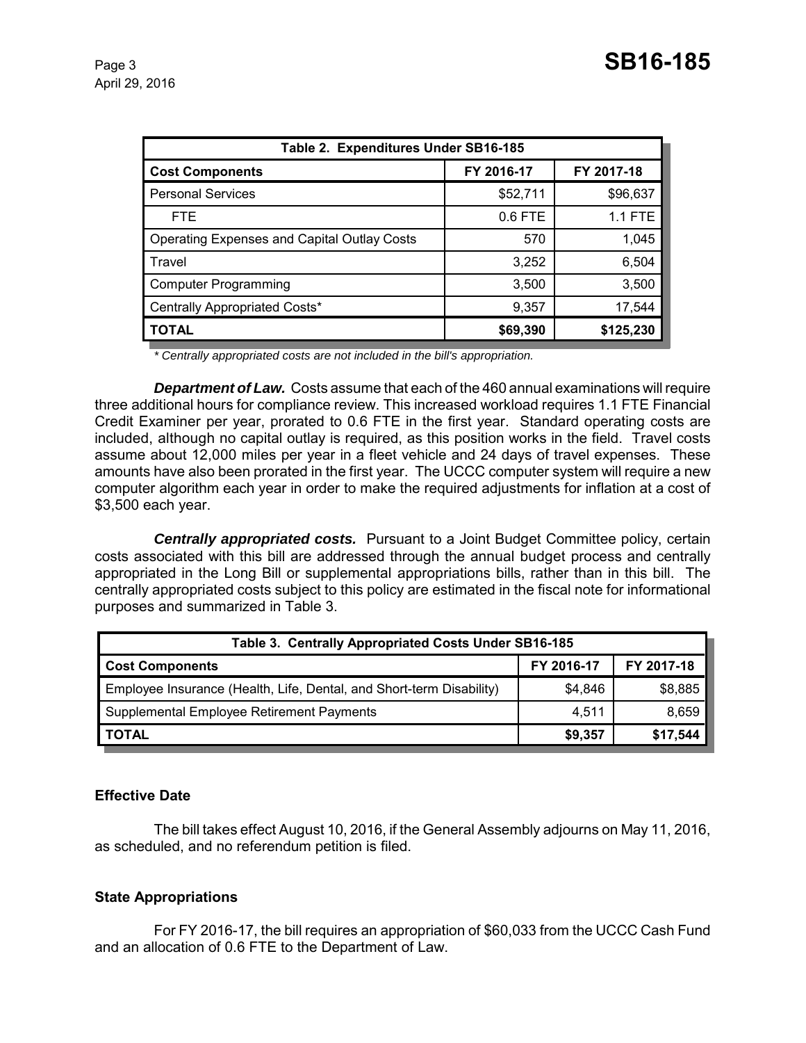| Table 2. Expenditures Under SB16-185 | | |
|---|---|---|
| **Cost Components** | **FY 2016-17** | **FY 2017-18** |
| Personal Services | $52,711 | $96,637 |
| FTE | 0.6 FTE | 1.1 FTE |
| Operating Expenses and Capital Outlay Costs | 570 | 1,045 |
| Travel | 3,252 | 6,504 |
| Computer Programming | 3,500 | 3,500 |
| Centrally Appropriated Costs* | 9,357 | 17,544 |
| **TOTAL** | **$69,390** | **$125,230** |

*\* Centrally appropriated costs are not included in the bill's appropriation.*

***Department of Law.*** Costs assume that each of the 460 annual examinations will require three additional hours for compliance review. This increased workload requires 1.1 FTE Financial Credit Examiner per year, prorated to 0.6 FTE in the first year. Standard operating costs are included, although no capital outlay is required, as this position works in the field. Travel costs assume about 12,000 miles per year in a fleet vehicle and 24 days of travel expenses. These amounts have also been prorated in the first year. The UCCC computer system will require a new computer algorithm each year in order to make the required adjustments for inflation at a cost of $3,500 each year.

***Centrally appropriated costs.*** Pursuant to a Joint Budget Committee policy, certain costs associated with this bill are addressed through the annual budget process and centrally appropriated in the Long Bill or supplemental appropriations bills, rather than in this bill. The centrally appropriated costs subject to this policy are estimated in the fiscal note for informational purposes and summarized in Table 3.

| Table 3. Centrally Appropriated Costs Under SB16-185 | | |
|---|---|---|
| **Cost Components** | **FY 2016-17** | **FY 2017-18** |
| Employee Insurance (Health, Life, Dental, and Short-term Disability) | $4,846 | $8,885 |
| Supplemental Employee Retirement Payments | 4,511 | 8,659 |
| **TOTAL** | **$9,357** | **$17,544** |

## Effective Date

The bill takes effect August 10, 2016, if the General Assembly adjourns on May 11, 2016, as scheduled, and no referendum petition is filed.

## State Appropriations

For FY 2016-17, the bill requires an appropriation of $60,033 from the UCCC Cash Fund and an allocation of 0.6 FTE to the Department of Law.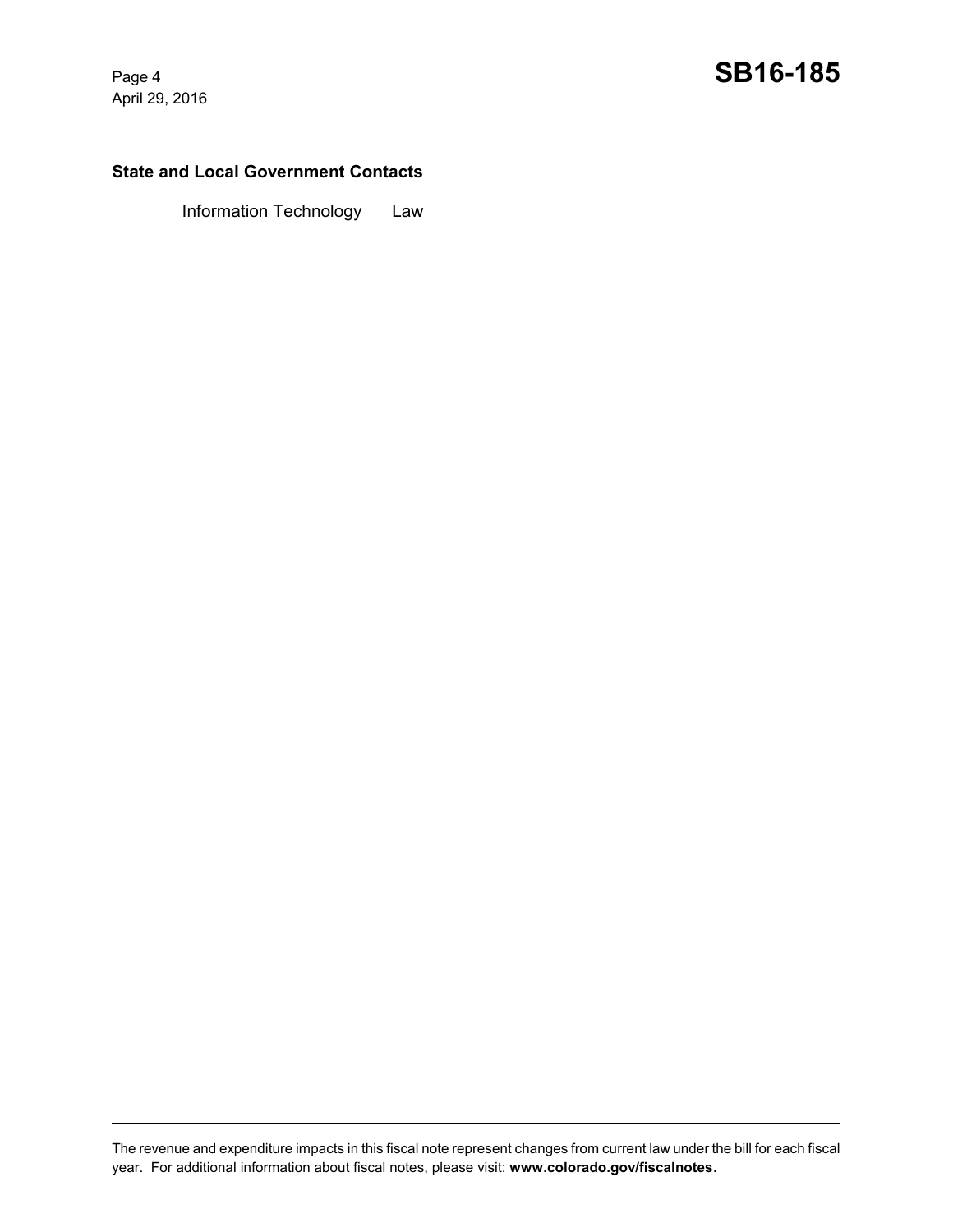### State and Local Government Contacts

Information Technology        Law

The revenue and expenditure impacts in this fiscal note represent changes from current law under the bill for each fiscal year. For additional information about fiscal notes, please visit: **www.colorado.gov/fiscalnotes.**